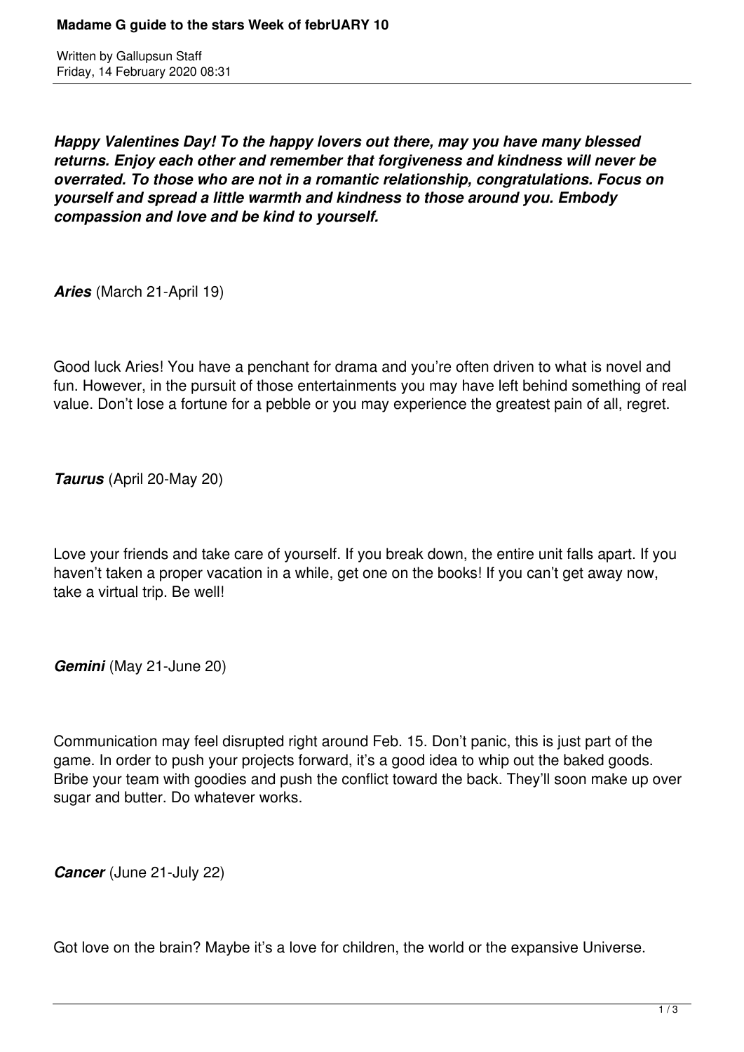# Madame G guide to the stars Week of febrUARY 10

Written by Gallupsun Staff
Friday, 14 February 2020 08:31

***Happy Valentines Day! To the happy lovers out there, may you have many blessed returns. Enjoy each other and remember that forgiveness and kindness will never be overrated. To those who are not in a romantic relationship, congratulations. Focus on yourself and spread a little warmth and kindness to those around you. Embody compassion and love and be kind to yourself.***

***Aries*** (March 21-April 19)

Good luck Aries! You have a penchant for drama and you're often driven to what is novel and fun. However, in the pursuit of those entertainments you may have left behind something of real value. Don't lose a fortune for a pebble or you may experience the greatest pain of all, regret.

***Taurus*** (April 20-May 20)

Love your friends and take care of yourself. If you break down, the entire unit falls apart. If you haven't taken a proper vacation in a while, get one on the books! If you can't get away now, take a virtual trip. Be well!

***Gemini*** (May 21-June 20)

Communication may feel disrupted right around Feb. 15. Don't panic, this is just part of the game. In order to push your projects forward, it's a good idea to whip out the baked goods. Bribe your team with goodies and push the conflict toward the back. They'll soon make up over sugar and butter. Do whatever works.

***Cancer*** (June 21-July 22)

Got love on the brain? Maybe it's a love for children, the world or the expansive Universe.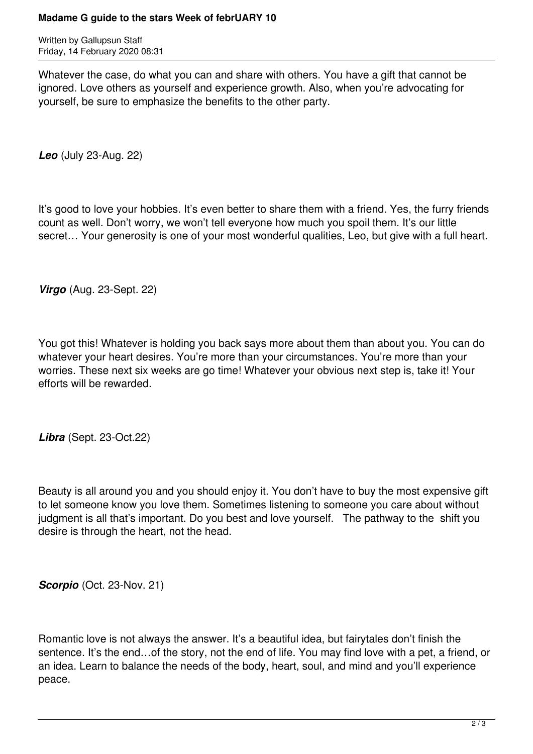Whatever the case, do what you can and share with others. You have a gift that cannot be ignored. Love others as yourself and experience growth. Also, when you're advocating for yourself, be sure to emphasize the benefits to the other party.

***Leo*** (July 23-Aug. 22)

It's good to love your hobbies. It's even better to share them with a friend. Yes, the furry friends count as well. Don't worry, we won't tell everyone how much you spoil them. It's our little secret… Your generosity is one of your most wonderful qualities, Leo, but give with a full heart.

***Virgo*** (Aug. 23-Sept. 22)

You got this! Whatever is holding you back says more about them than about you. You can do whatever your heart desires. You're more than your circumstances. You're more than your worries. These next six weeks are go time! Whatever your obvious next step is, take it! Your efforts will be rewarded.

***Libra*** (Sept. 23-Oct.22)

Beauty is all around you and you should enjoy it. You don't have to buy the most expensive gift to let someone know you love them. Sometimes listening to someone you care about without judgment is all that's important. Do you best and love yourself. The pathway to the shift you desire is through the heart, not the head.

***Scorpio*** (Oct. 23-Nov. 21)

Romantic love is not always the answer. It's a beautiful idea, but fairytales don't finish the sentence. It's the end…of the story, not the end of life. You may find love with a pet, a friend, or an idea. Learn to balance the needs of the body, heart, soul, and mind and you'll experience peace.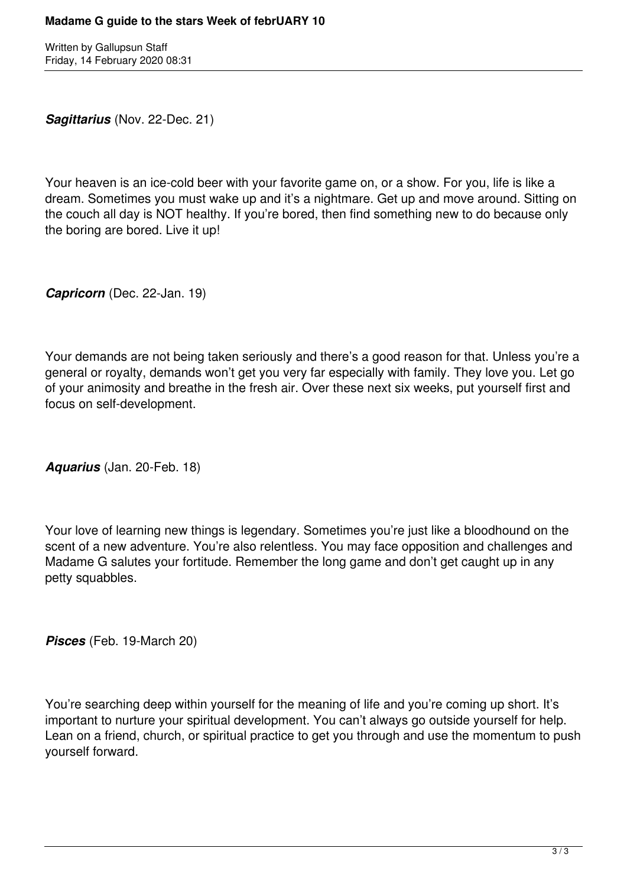***Sagittarius*** (Nov. 22-Dec. 21)

Your heaven is an ice-cold beer with your favorite game on, or a show. For you, life is like a dream. Sometimes you must wake up and it's a nightmare. Get up and move around. Sitting on the couch all day is NOT healthy. If you're bored, then find something new to do because only the boring are bored. Live it up!

***Capricorn*** (Dec. 22-Jan. 19)

Your demands are not being taken seriously and there's a good reason for that. Unless you're a general or royalty, demands won't get you very far especially with family. They love you. Let go of your animosity and breathe in the fresh air. Over these next six weeks, put yourself first and focus on self-development.

***Aquarius*** (Jan. 20-Feb. 18)

Your love of learning new things is legendary. Sometimes you're just like a bloodhound on the scent of a new adventure. You're also relentless. You may face opposition and challenges and Madame G salutes your fortitude. Remember the long game and don't get caught up in any petty squabbles.

***Pisces*** (Feb. 19-March 20)

You're searching deep within yourself for the meaning of life and you're coming up short. It's important to nurture your spiritual development. You can't always go outside yourself for help. Lean on a friend, church, or spiritual practice to get you through and use the momentum to push yourself forward.